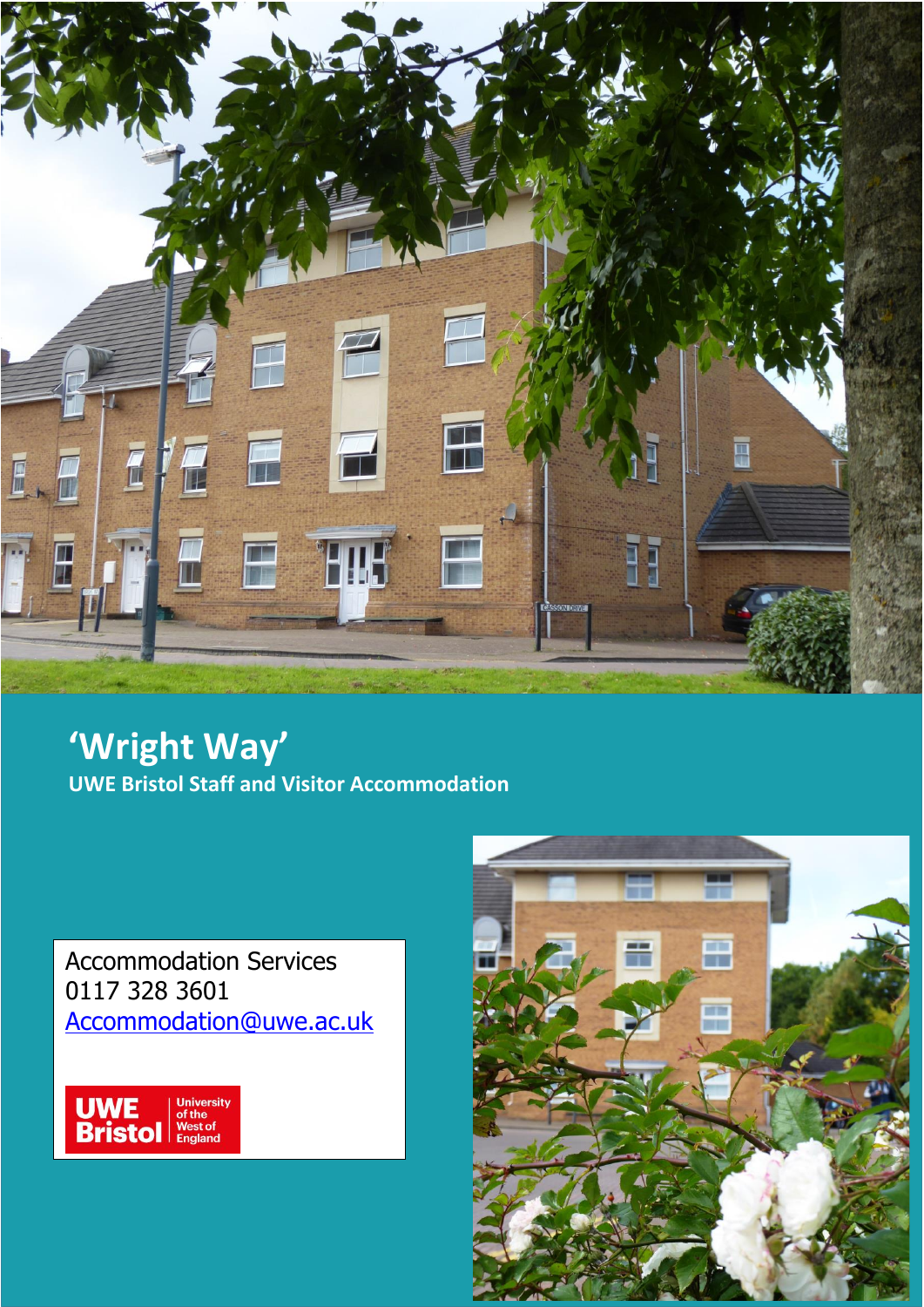# 'Wright Way'

**UWE Bristol Staff and Visitor Accommodation**

Accommodation Services
0117 328 3601
Accommodation@uwe.ac.uk

UWE Bristol University of the West of England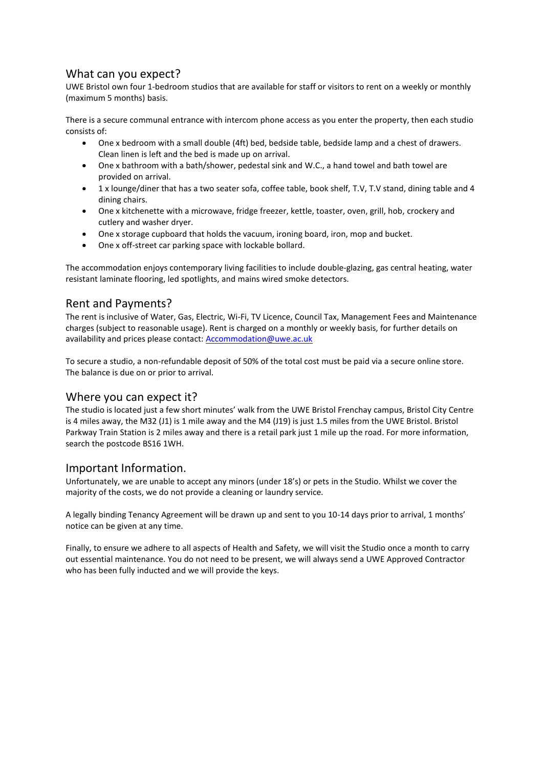## What can you expect?

UWE Bristol own four 1-bedroom studios that are available for staff or visitors to rent on a weekly or monthly (maximum 5 months) basis.

There is a secure communal entrance with intercom phone access as you enter the property, then each studio consists of:

- One x bedroom with a small double (4ft) bed, bedside table, bedside lamp and a chest of drawers. Clean linen is left and the bed is made up on arrival.
- One x bathroom with a bath/shower, pedestal sink and W.C., a hand towel and bath towel are provided on arrival.
- 1 x lounge/diner that has a two seater sofa, coffee table, book shelf, T.V, T.V stand, dining table and 4 dining chairs.
- One x kitchenette with a microwave, fridge freezer, kettle, toaster, oven, grill, hob, crockery and cutlery and washer dryer.
- One x storage cupboard that holds the vacuum, ironing board, iron, mop and bucket.
- One x off-street car parking space with lockable bollard.

The accommodation enjoys contemporary living facilities to include double-glazing, gas central heating, water resistant laminate flooring, led spotlights, and mains wired smoke detectors.

## Rent and Payments?

The rent is inclusive of Water, Gas, Electric, Wi-Fi, TV Licence, Council Tax, Management Fees and Maintenance charges (subject to reasonable usage). Rent is charged on a monthly or weekly basis, for further details on availability and prices please contact: [Accommodation@uwe.ac.uk](mailto:Accommodation@uwe.ac.uk)

To secure a studio, a non-refundable deposit of 50% of the total cost must be paid via a secure online store. The balance is due on or prior to arrival.

## Where you can expect it?

The studio is located just a few short minutes' walk from the UWE Bristol Frenchay campus, Bristol City Centre is 4 miles away, the M32 (J1) is 1 mile away and the M4 (J19) is just 1.5 miles from the UWE Bristol. Bristol Parkway Train Station is 2 miles away and there is a retail park just 1 mile up the road. For more information, search the postcode BS16 1WH.

## Important Information.

Unfortunately, we are unable to accept any minors (under 18's) or pets in the Studio. Whilst we cover the majority of the costs, we do not provide a cleaning or laundry service.

A legally binding Tenancy Agreement will be drawn up and sent to you 10-14 days prior to arrival, 1 months' notice can be given at any time.

Finally, to ensure we adhere to all aspects of Health and Safety, we will visit the Studio once a month to carry out essential maintenance. You do not need to be present, we will always send a UWE Approved Contractor who has been fully inducted and we will provide the keys.